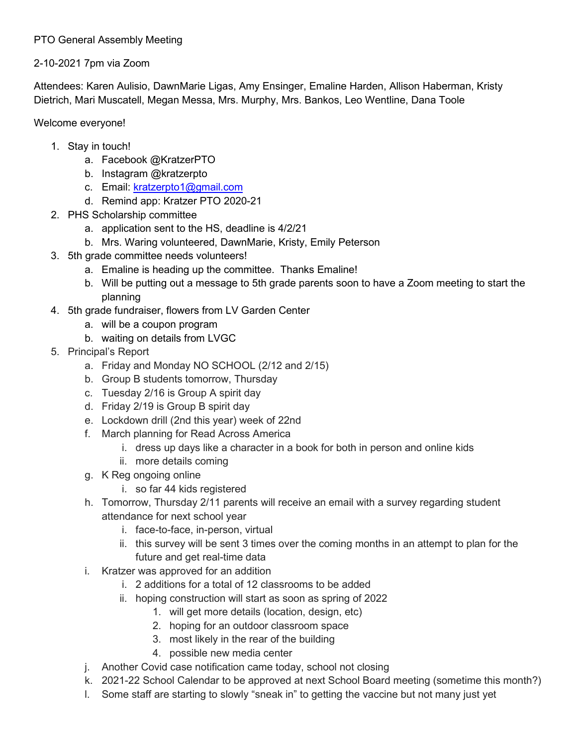PTO General Assembly Meeting

2-10-2021 7pm via Zoom

Attendees: Karen Aulisio, DawnMarie Ligas, Amy Ensinger, Emaline Harden, Allison Haberman, Kristy Dietrich, Mari Muscatell, Megan Messa, Mrs. Murphy, Mrs. Bankos, Leo Wentline, Dana Toole

Welcome everyone!

1. Stay in touch!
   a. Facebook @KratzerPTO
   b. Instagram @kratzerpto
   c. Email: kratzerpto1@gmail.com
   d. Remind app: Kratzer PTO 2020-21
2. PHS Scholarship committee
   a. application sent to the HS, deadline is 4/2/21
   b. Mrs. Waring volunteered, DawnMarie, Kristy, Emily Peterson
3. 5th grade committee needs volunteers!
   a. Emaline is heading up the committee. Thanks Emaline!
   b. Will be putting out a message to 5th grade parents soon to have a Zoom meeting to start the planning
4. 5th grade fundraiser, flowers from LV Garden Center
   a. will be a coupon program
   b. waiting on details from LVGC
5. Principal's Report
   a. Friday and Monday NO SCHOOL (2/12 and 2/15)
   b. Group B students tomorrow, Thursday
   c. Tuesday 2/16 is Group A spirit day
   d. Friday 2/19 is Group B spirit day
   e. Lockdown drill (2nd this year) week of 22nd
   f. March planning for Read Across America
      i. dress up days like a character in a book for both in person and online kids
      ii. more details coming
   g. K Reg ongoing online
      i. so far 44 kids registered
   h. Tomorrow, Thursday 2/11 parents will receive an email with a survey regarding student attendance for next school year
      i. face-to-face, in-person, virtual
      ii. this survey will be sent 3 times over the coming months in an attempt to plan for the future and get real-time data
   i. Kratzer was approved for an addition
      i. 2 additions for a total of 12 classrooms to be added
      ii. hoping construction will start as soon as spring of 2022
         1. will get more details (location, design, etc)
         2. hoping for an outdoor classroom space
         3. most likely in the rear of the building
         4. possible new media center
   j. Another Covid case notification came today, school not closing
   k. 2021-22 School Calendar to be approved at next School Board meeting (sometime this month?)
   l. Some staff are starting to slowly "sneak in" to getting the vaccine but not many just yet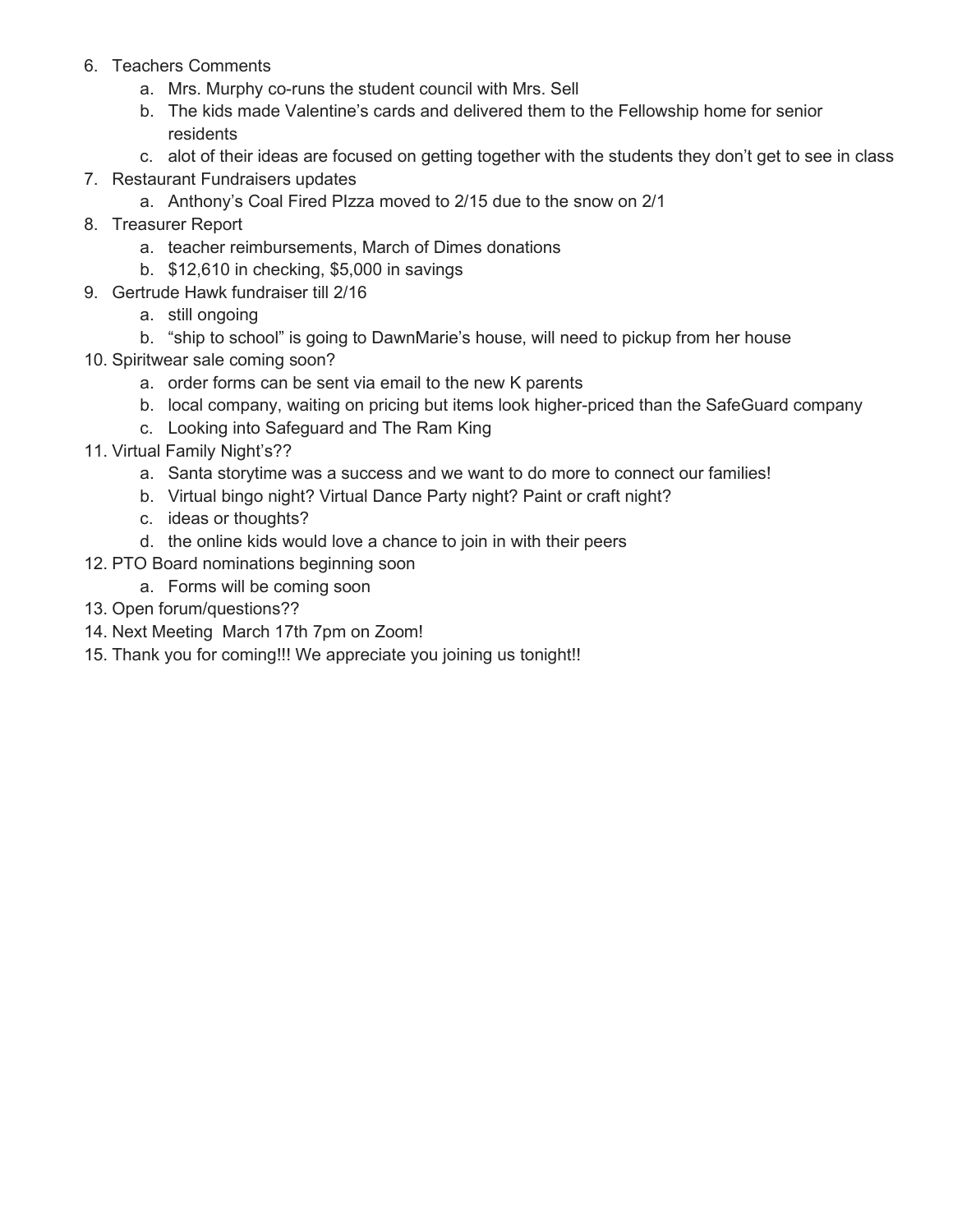6. Teachers Comments
    a. Mrs. Murphy co-runs the student council with Mrs. Sell
    b. The kids made Valentine's cards and delivered them to the Fellowship home for senior residents
    c. alot of their ideas are focused on getting together with the students they don't get to see in class
7. Restaurant Fundraisers updates
    a. Anthony's Coal Fired PIzza moved to 2/15 due to the snow on 2/1
8. Treasurer Report
    a. teacher reimbursements, March of Dimes donations
    b. $12,610 in checking, $5,000 in savings
9. Gertrude Hawk fundraiser till 2/16
    a. still ongoing
    b. "ship to school" is going to DawnMarie's house, will need to pickup from her house
10. Spiritwear sale coming soon?
    a. order forms can be sent via email to the new K parents
    b. local company, waiting on pricing but items look higher-priced than the SafeGuard company
    c. Looking into Safeguard and The Ram King
11. Virtual Family Night's??
    a. Santa storytime was a success and we want to do more to connect our families!
    b. Virtual bingo night? Virtual Dance Party night? Paint or craft night?
    c. ideas or thoughts?
    d. the online kids would love a chance to join in with their peers
12. PTO Board nominations beginning soon
    a. Forms will be coming soon
13. Open forum/questions??
14. Next Meeting March 17th 7pm on Zoom!
15. Thank you for coming!!! We appreciate you joining us tonight!!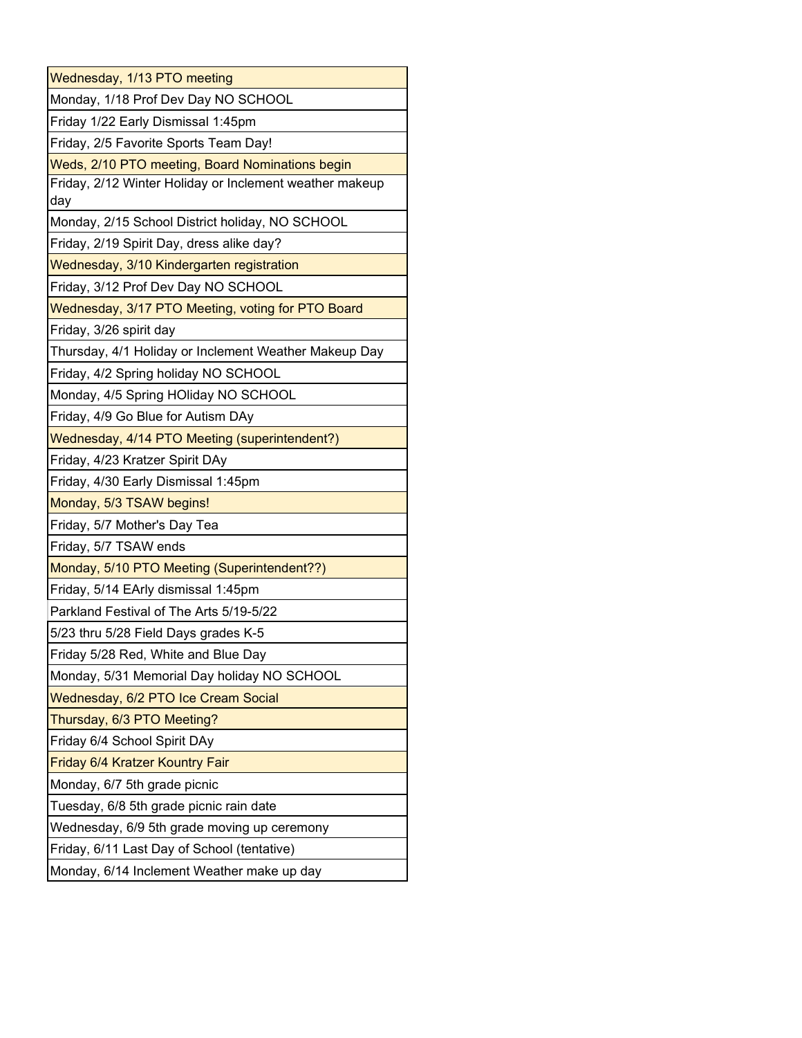| |
|---|
| Wednesday, 1/13 PTO meeting |
| Monday, 1/18 Prof Dev Day NO SCHOOL |
| Friday 1/22 Early Dismissal 1:45pm |
| Friday, 2/5 Favorite Sports Team Day! |
| Weds, 2/10 PTO meeting, Board Nominations begin |
| Friday, 2/12 Winter Holiday or Inclement weather makeup day |
| Monday, 2/15 School District holiday, NO SCHOOL |
| Friday, 2/19 Spirit Day, dress alike day? |
| Wednesday, 3/10 Kindergarten registration |
| Friday, 3/12 Prof Dev Day NO SCHOOL |
| Wednesday, 3/17 PTO Meeting, voting for PTO Board |
| Friday, 3/26 spirit day |
| Thursday, 4/1 Holiday or Inclement Weather Makeup Day |
| Friday, 4/2 Spring holiday NO SCHOOL |
| Monday, 4/5 Spring HOliday NO SCHOOL |
| Friday, 4/9 Go Blue for Autism DAy |
| Wednesday, 4/14 PTO Meeting (superintendent?) |
| Friday, 4/23 Kratzer Spirit DAy |
| Friday, 4/30 Early Dismissal 1:45pm |
| Monday, 5/3 TSAW begins! |
| Friday, 5/7 Mother's Day Tea |
| Friday, 5/7 TSAW ends |
| Monday, 5/10 PTO Meeting (Superintendent??) |
| Friday, 5/14 EArly dismissal 1:45pm |
| Parkland Festival of The Arts 5/19-5/22 |
| 5/23 thru 5/28 Field Days grades K-5 |
| Friday 5/28 Red, White and Blue Day |
| Monday, 5/31 Memorial Day holiday NO SCHOOL |
| Wednesday, 6/2 PTO Ice Cream Social |
| Thursday, 6/3 PTO Meeting? |
| Friday 6/4 School Spirit DAy |
| Friday 6/4 Kratzer Kountry Fair |
| Monday, 6/7 5th grade picnic |
| Tuesday, 6/8 5th grade picnic rain date |
| Wednesday, 6/9 5th grade moving up ceremony |
| Friday, 6/11 Last Day of School (tentative) |
| Monday, 6/14 Inclement Weather make up day |